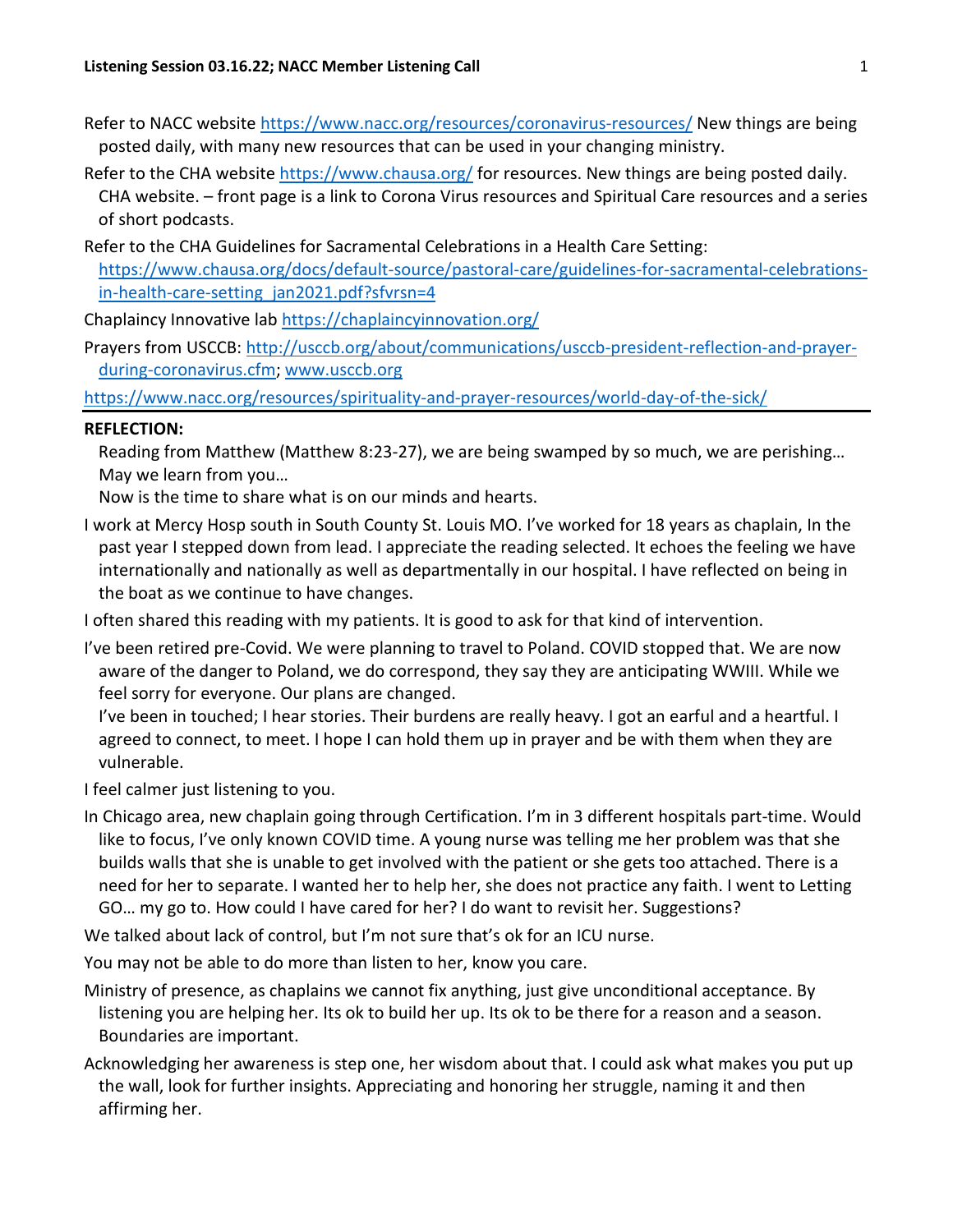Refer to NACC website https://www.nacc.org/resources/coronavirus-resources/ New things are being posted daily, with many new resources that can be used in your changing ministry.

Refer to the CHA website https://www.chausa.org/ for resources. New things are being posted daily. CHA website. – front page is a link to Corona Virus resources and Spiritual Care resources and a series of short podcasts.

Refer to the CHA Guidelines for Sacramental Celebrations in a Health Care Setting: https://www.chausa.org/docs/default-source/pastoral-care/guidelines-for-sacramental-celebrations-in-health-care-setting_jan2021.pdf?sfvrsn=4

Chaplaincy Innovative lab https://chaplaincyinnovation.org/

Prayers from USCCB: http://usccb.org/about/communications/usccb-president-reflection-and-prayer-during-coronavirus.cfm; www.usccb.org

https://www.nacc.org/resources/spirituality-and-prayer-resources/world-day-of-the-sick/

---

**REFLECTION:**

Reading from Matthew (Matthew 8:23-27), we are being swamped by so much, we are perishing… May we learn from you…

Now is the time to share what is on our minds and hearts.

I work at Mercy Hosp south in South County St. Louis MO. I've worked for 18 years as chaplain, In the past year I stepped down from lead. I appreciate the reading selected. It echoes the feeling we have internationally and nationally as well as departmentally in our hospital. I have reflected on being in the boat as we continue to have changes.

I often shared this reading with my patients. It is good to ask for that kind of intervention.

I've been retired pre-Covid. We were planning to travel to Poland. COVID stopped that. We are now aware of the danger to Poland, we do correspond, they say they are anticipating WWIII. While we feel sorry for everyone. Our plans are changed.

I've been in touched; I hear stories. Their burdens are really heavy. I got an earful and a heartful. I agreed to connect, to meet. I hope I can hold them up in prayer and be with them when they are vulnerable.

I feel calmer just listening to you.

In Chicago area, new chaplain going through Certification. I'm in 3 different hospitals part-time. Would like to focus, I've only known COVID time. A young nurse was telling me her problem was that she builds walls that she is unable to get involved with the patient or she gets too attached. There is a need for her to separate. I wanted her to help her, she does not practice any faith. I went to Letting GO… my go to. How could I have cared for her? I do want to revisit her. Suggestions?

We talked about lack of control, but I'm not sure that's ok for an ICU nurse.

You may not be able to do more than listen to her, know you care.

Ministry of presence, as chaplains we cannot fix anything, just give unconditional acceptance. By listening you are helping her. Its ok to build her up. Its ok to be there for a reason and a season. Boundaries are important.

Acknowledging her awareness is step one, her wisdom about that. I could ask what makes you put up the wall, look for further insights. Appreciating and honoring her struggle, naming it and then affirming her.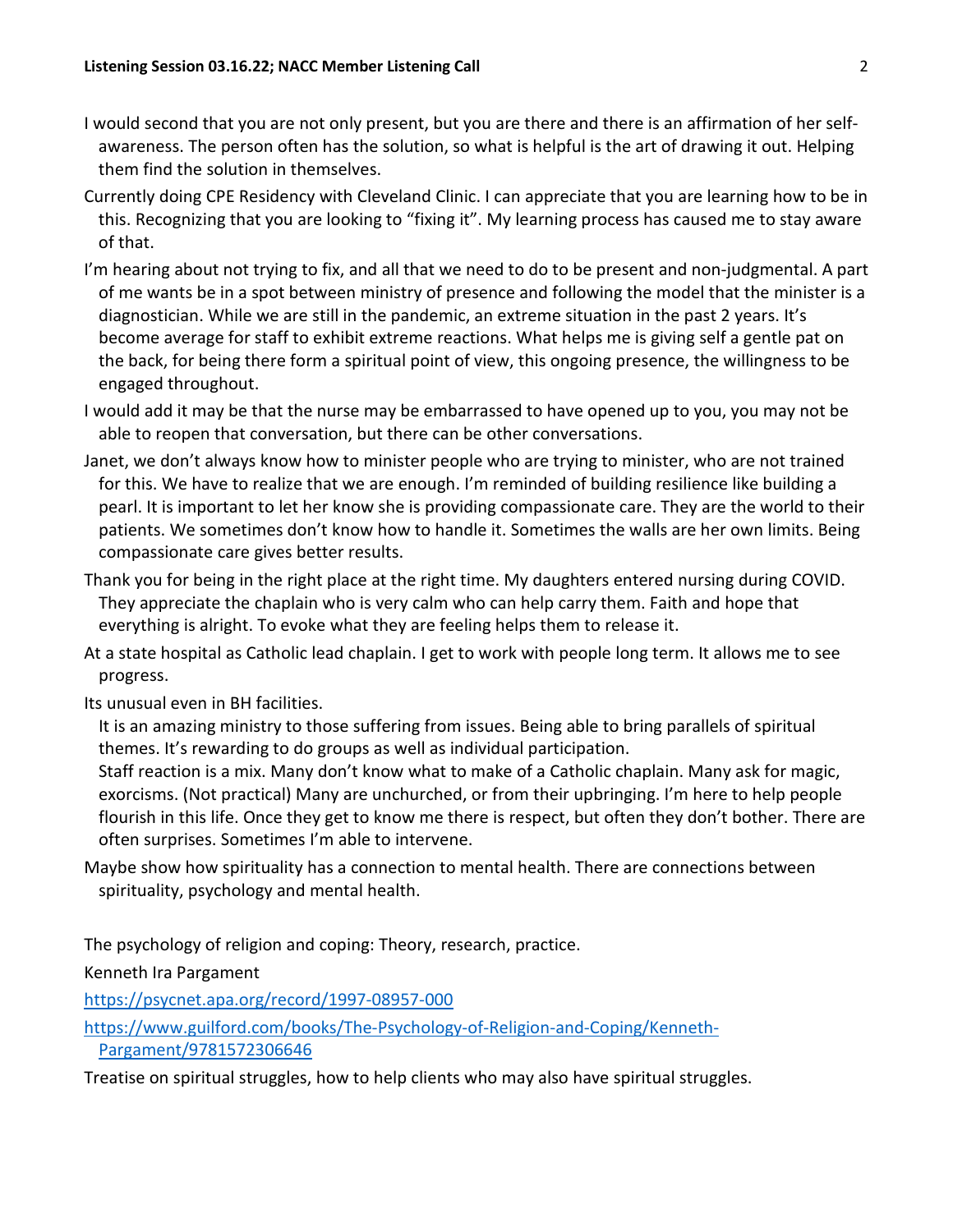I would second that you are not only present, but you are there and there is an affirmation of her self-awareness. The person often has the solution, so what is helpful is the art of drawing it out. Helping them find the solution in themselves.

Currently doing CPE Residency with Cleveland Clinic. I can appreciate that you are learning how to be in this. Recognizing that you are looking to "fixing it". My learning process has caused me to stay aware of that.

I'm hearing about not trying to fix, and all that we need to do to be present and non-judgmental. A part of me wants be in a spot between ministry of presence and following the model that the minister is a diagnostician. While we are still in the pandemic, an extreme situation in the past 2 years. It's become average for staff to exhibit extreme reactions. What helps me is giving self a gentle pat on the back, for being there form a spiritual point of view, this ongoing presence, the willingness to be engaged throughout.

I would add it may be that the nurse may be embarrassed to have opened up to you, you may not be able to reopen that conversation, but there can be other conversations.

Janet, we don't always know how to minister people who are trying to minister, who are not trained for this. We have to realize that we are enough. I'm reminded of building resilience like building a pearl. It is important to let her know she is providing compassionate care. They are the world to their patients. We sometimes don't know how to handle it. Sometimes the walls are her own limits. Being compassionate care gives better results.

Thank you for being in the right place at the right time. My daughters entered nursing during COVID. They appreciate the chaplain who is very calm who can help carry them. Faith and hope that everything is alright. To evoke what they are feeling helps them to release it.

At a state hospital as Catholic lead chaplain. I get to work with people long term. It allows me to see progress.

Its unusual even in BH facilities.

It is an amazing ministry to those suffering from issues. Being able to bring parallels of spiritual themes. It's rewarding to do groups as well as individual participation.

Staff reaction is a mix. Many don't know what to make of a Catholic chaplain. Many ask for magic, exorcisms. (Not practical) Many are unchurched, or from their upbringing. I'm here to help people flourish in this life. Once they get to know me there is respect, but often they don't bother. There are often surprises. Sometimes I'm able to intervene.

Maybe show how spirituality has a connection to mental health. There are connections between spirituality, psychology and mental health.

The psychology of religion and coping: Theory, research, practice.

Kenneth Ira Pargament

https://psycnet.apa.org/record/1997-08957-000

https://www.guilford.com/books/The-Psychology-of-Religion-and-Coping/Kenneth-Pargament/9781572306646

Treatise on spiritual struggles, how to help clients who may also have spiritual struggles.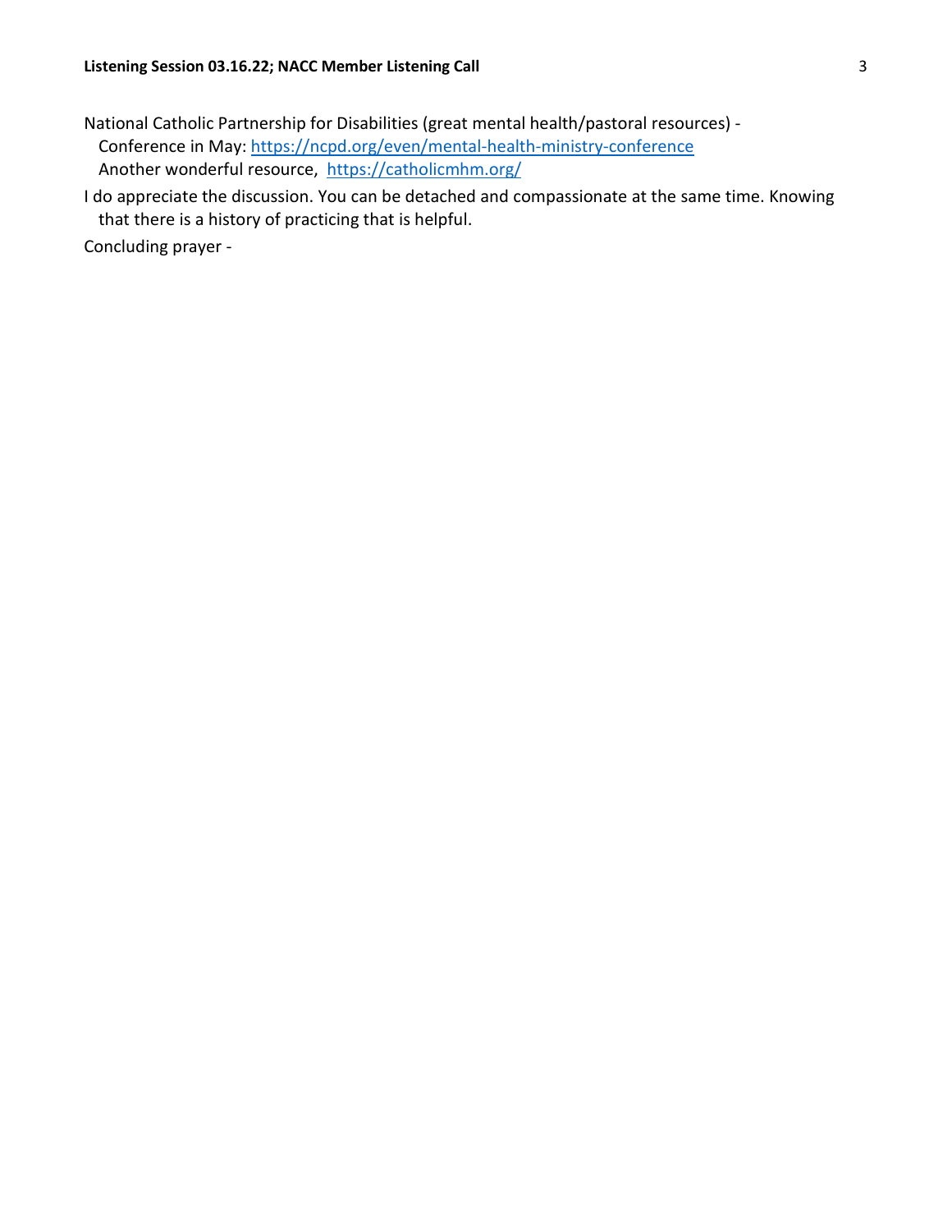National Catholic Partnership for Disabilities (great mental health/pastoral resources) -
  Conference in May: https://ncpd.org/even/mental-health-ministry-conference
  Another wonderful resource, https://catholicmhm.org/

I do appreciate the discussion. You can be detached and compassionate at the same time. Knowing that there is a history of practicing that is helpful.

Concluding prayer -